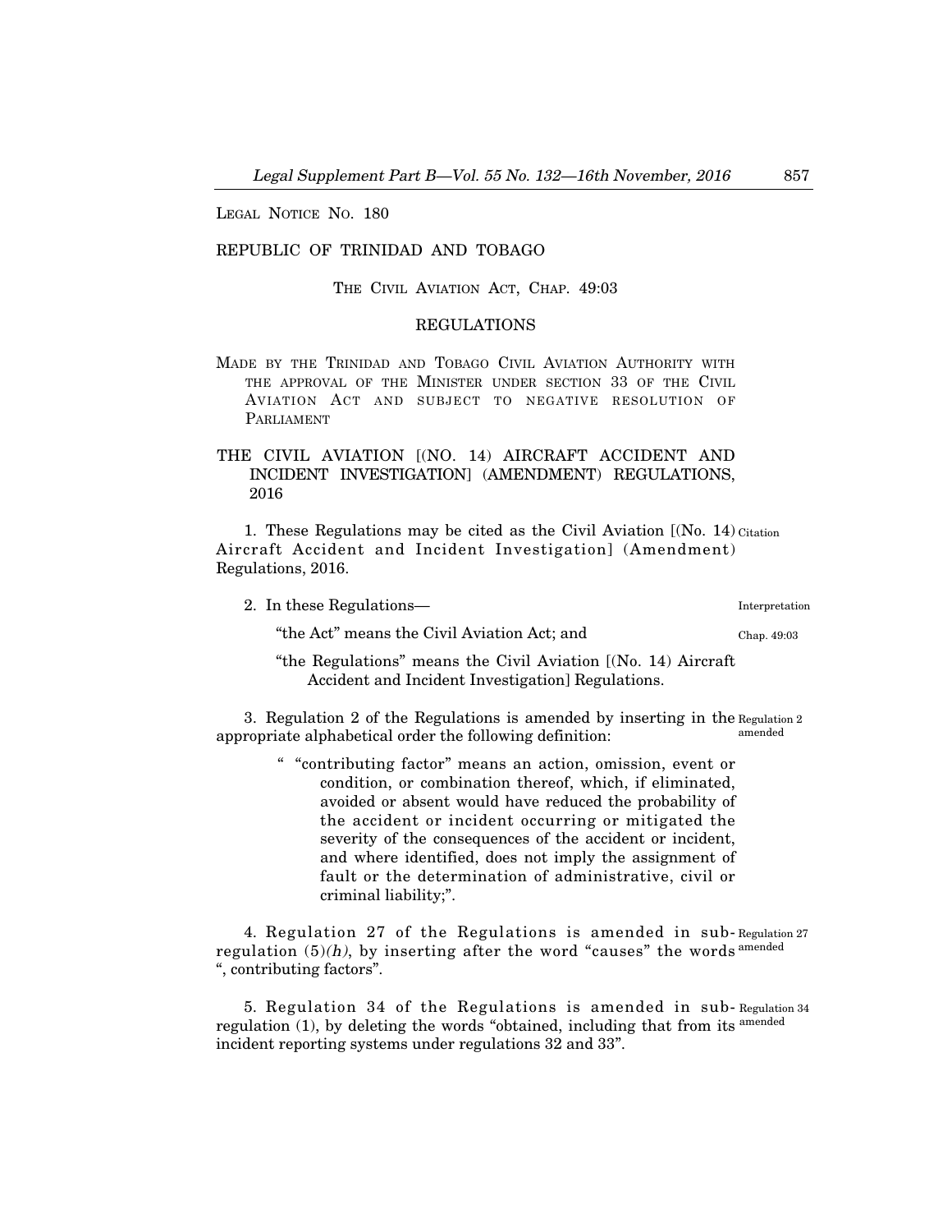LEGAL NOTICE NO. 180

REPUBLIC OF TRINIDAD AND TOBAGO

THE CIVIL AVIATION ACT, CHAP. 49:03

REGULATIONS

MADE BY THE TRINIDAD AND TOBAGO CIVIL AVIATION AUTHORITY WITH THE APPROVAL OF THE MINISTER UNDER SECTION 33 OF THE CIVIL AVIATION ACT AND SUBJECT TO NEGATIVE RESOLUTION OF PARLIAMENT

# THE CIVIL AVIATION [(NO. 14) AIRCRAFT ACCIDENT AND INCIDENT INVESTIGATION] (AMENDMENT) REGULATIONS, 2016

Citation

1. These Regulations may be cited as the Civil Aviation [(No. 14) Aircraft Accident and Incident Investigation] (Amendment) Regulations, 2016.

Interpretation

2. In these Regulations—

Chap. 49:03

"the Act" means the Civil Aviation Act; and

"the Regulations" means the Civil Aviation [(No. 14) Aircraft Accident and Incident Investigation] Regulations.

Regulation 2 amended

3. Regulation 2 of the Regulations is amended by inserting in the appropriate alphabetical order the following definition:

" "contributing factor" means an action, omission, event or condition, or combination thereof, which, if eliminated, avoided or absent would have reduced the probability of the accident or incident occurring or mitigated the severity of the consequences of the accident or incident, and where identified, does not imply the assignment of fault or the determination of administrative, civil or criminal liability;".

Regulation 27 amended

4. Regulation 27 of the Regulations is amended in sub-regulation (5)*(h)*, by inserting after the word "causes" the words ", contributing factors".

Regulation 34 amended

5. Regulation 34 of the Regulations is amended in sub-regulation (1), by deleting the words "obtained, including that from its incident reporting systems under regulations 32 and 33".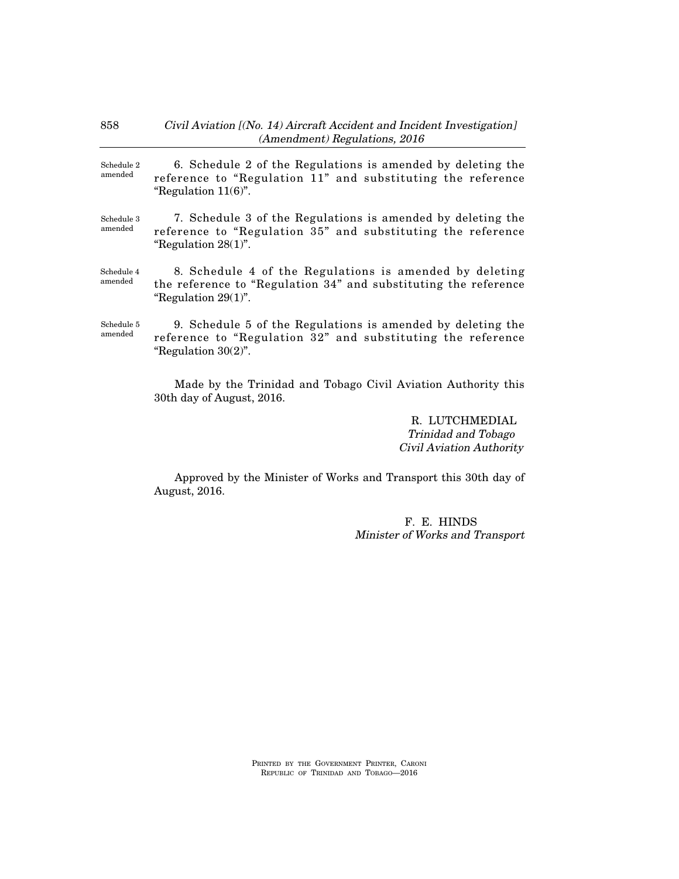Schedule 2 amended

6. Schedule 2 of the Regulations is amended by deleting the reference to "Regulation 11" and substituting the reference "Regulation 11(6)".

Schedule 3 amended

7. Schedule 3 of the Regulations is amended by deleting the reference to "Regulation 35" and substituting the reference "Regulation 28(1)".

Schedule 4 amended

8. Schedule 4 of the Regulations is amended by deleting the reference to "Regulation 34" and substituting the reference "Regulation 29(1)".

Schedule 5 amended

9. Schedule 5 of the Regulations is amended by deleting the reference to "Regulation 32" and substituting the reference "Regulation 30(2)".

Made by the Trinidad and Tobago Civil Aviation Authority this 30th day of August, 2016.

R. LUTCHMEDIAL
*Trinidad and Tobago*
*Civil Aviation Authority*

Approved by the Minister of Works and Transport this 30th day of August, 2016.

F. E. HINDS
*Minister of Works and Transport*

PRINTED BY THE GOVERNMENT PRINTER, CARONI
REPUBLIC OF TRINIDAD AND TOBAGO—2016